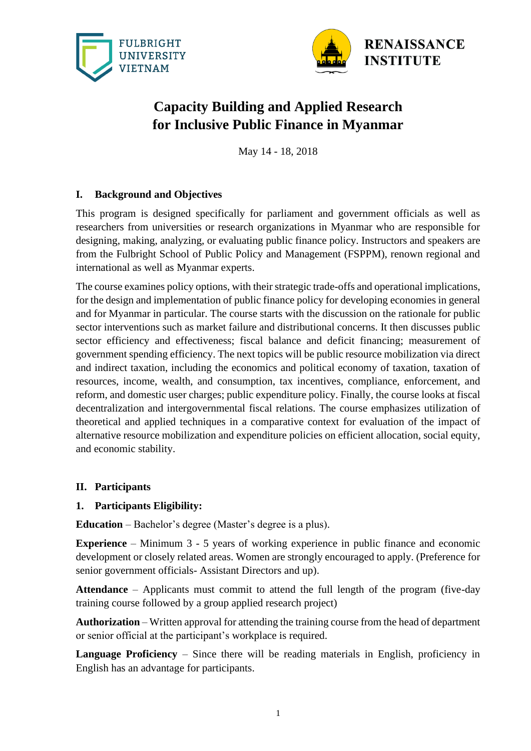FULBRIGHT UNIVERSITY VIETNAM

RENAISSANCE INSTITUTE

# Capacity Building and Applied Research for Inclusive Public Finance in Myanmar

May 14 - 18, 2018

## I. Background and Objectives

This program is designed specifically for parliament and government officials as well as researchers from universities or research organizations in Myanmar who are responsible for designing, making, analyzing, or evaluating public finance policy. Instructors and speakers are from the Fulbright School of Public Policy and Management (FSPPM), renown regional and international as well as Myanmar experts.

The course examines policy options, with their strategic trade-offs and operational implications, for the design and implementation of public finance policy for developing economies in general and for Myanmar in particular. The course starts with the discussion on the rationale for public sector interventions such as market failure and distributional concerns. It then discusses public sector efficiency and effectiveness; fiscal balance and deficit financing; measurement of government spending efficiency. The next topics will be public resource mobilization via direct and indirect taxation, including the economics and political economy of taxation, taxation of resources, income, wealth, and consumption, tax incentives, compliance, enforcement, and reform, and domestic user charges; public expenditure policy. Finally, the course looks at fiscal decentralization and intergovernmental fiscal relations. The course emphasizes utilization of theoretical and applied techniques in a comparative context for evaluation of the impact of alternative resource mobilization and expenditure policies on efficient allocation, social equity, and economic stability.

## II. Participants

### 1. Participants Eligibility:

**Education** – Bachelor's degree (Master's degree is a plus).

**Experience** – Minimum 3 - 5 years of working experience in public finance and economic development or closely related areas. Women are strongly encouraged to apply. (Preference for senior government officials- Assistant Directors and up).

**Attendance** – Applicants must commit to attend the full length of the program (five-day training course followed by a group applied research project)

**Authorization** – Written approval for attending the training course from the head of department or senior official at the participant's workplace is required.

**Language Proficiency** – Since there will be reading materials in English, proficiency in English has an advantage for participants.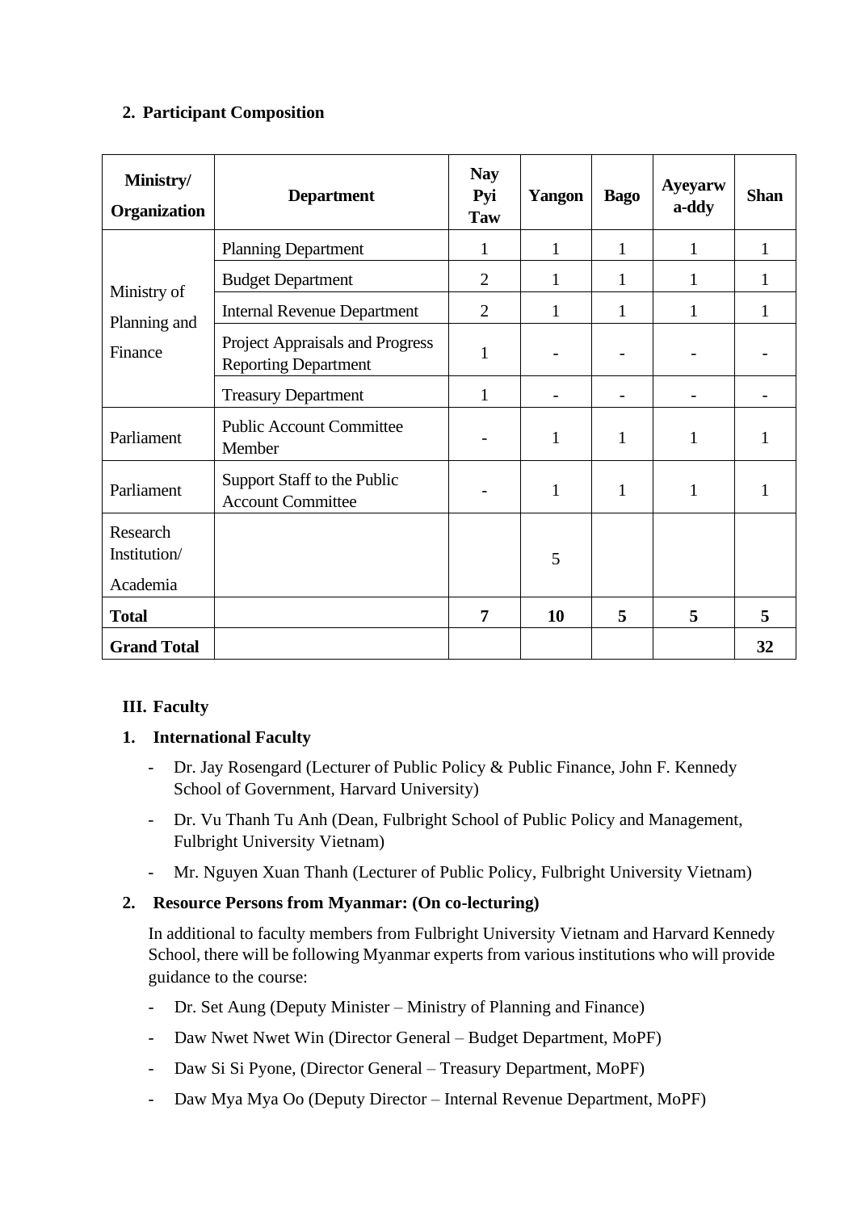## 2. Participant Composition

| Ministry/ Organization | Department | Nay Pyi Taw | Yangon | Bago | Ayeyarwa-ddy | Shan |
|---|---|---|---|---|---|---|
| Ministry of Planning and Finance | Planning Department | 1 | 1 | 1 | 1 | 1 |
| | Budget Department | 2 | 1 | 1 | 1 | 1 |
| | Internal Revenue Department | 2 | 1 | 1 | 1 | 1 |
| | Project Appraisals and Progress Reporting Department | 1 | - | - | - | - |
| | Treasury Department | 1 | - | - | - | - |
| Parliament | Public Account Committee Member | - | 1 | 1 | 1 | 1 |
| Parliament | Support Staff to the Public Account Committee | - | 1 | 1 | 1 | 1 |
| Research Institution/ Academia | | | 5 | | | |
| **Total** | | **7** | **10** | **5** | **5** | **5** |
| **Grand Total** | | | | | | **32** |

## III. Faculty

### 1. International Faculty

- Dr. Jay Rosengard (Lecturer of Public Policy & Public Finance, John F. Kennedy School of Government, Harvard University)
- Dr. Vu Thanh Tu Anh (Dean, Fulbright School of Public Policy and Management, Fulbright University Vietnam)
- Mr. Nguyen Xuan Thanh (Lecturer of Public Policy, Fulbright University Vietnam)

### 2. Resource Persons from Myanmar: (On co-lecturing)

In additional to faculty members from Fulbright University Vietnam and Harvard Kennedy School, there will be following Myanmar experts from various institutions who will provide guidance to the course:

- Dr. Set Aung (Deputy Minister – Ministry of Planning and Finance)
- Daw Nwet Nwet Win (Director General – Budget Department, MoPF)
- Daw Si Si Pyone, (Director General – Treasury Department, MoPF)
- Daw Mya Mya Oo (Deputy Director – Internal Revenue Department, MoPF)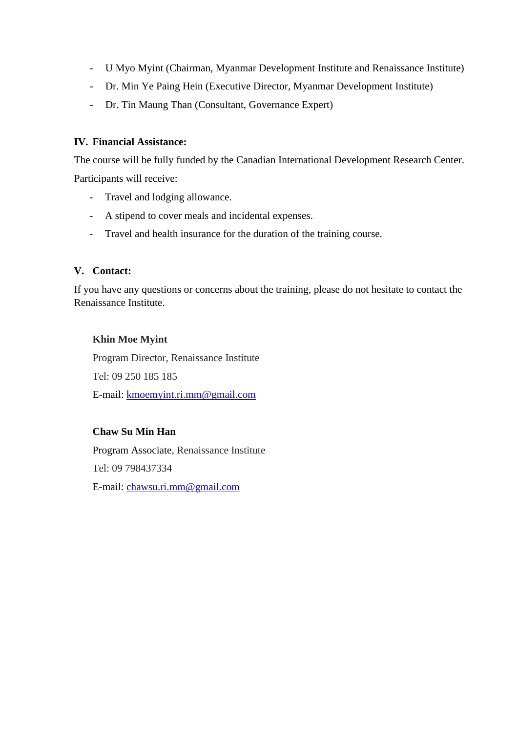- U Myo Myint (Chairman, Myanmar Development Institute and Renaissance Institute)
- Dr. Min Ye Paing Hein (Executive Director, Myanmar Development Institute)
- Dr. Tin Maung Than (Consultant, Governance Expert)

## IV. Financial Assistance:

The course will be fully funded by the Canadian International Development Research Center.

Participants will receive:

- Travel and lodging allowance.
- A stipend to cover meals and incidental expenses.
- Travel and health insurance for the duration of the training course.

## V. Contact:

If you have any questions or concerns about the training, please do not hesitate to contact the Renaissance Institute.

**Khin Moe Myint**

Program Director, Renaissance Institute

Tel: 09 250 185 185

E-mail: kmoemyint.ri.mm@gmail.com

**Chaw Su Min Han**

Program Associate, Renaissance Institute

Tel: 09 798437334

E-mail: chawsu.ri.mm@gmail.com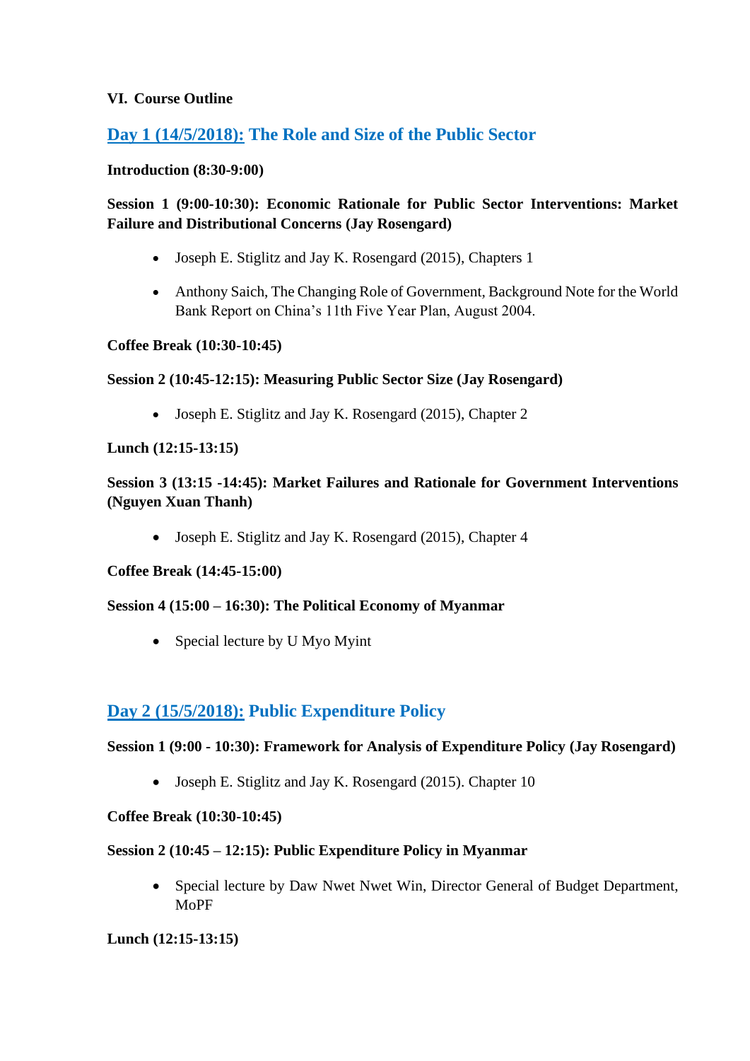### VI. Course Outline

## Day 1 (14/5/2018): The Role and Size of the Public Sector

**Introduction (8:30-9:00)**

**Session 1 (9:00-10:30): Economic Rationale for Public Sector Interventions: Market Failure and Distributional Concerns (Jay Rosengard)**

- Joseph E. Stiglitz and Jay K. Rosengard (2015), Chapters 1
- Anthony Saich, The Changing Role of Government, Background Note for the World Bank Report on China's 11th Five Year Plan, August 2004.

**Coffee Break (10:30-10:45)**

**Session 2 (10:45-12:15): Measuring Public Sector Size (Jay Rosengard)**

- Joseph E. Stiglitz and Jay K. Rosengard (2015), Chapter 2

**Lunch (12:15-13:15)**

**Session 3 (13:15 -14:45): Market Failures and Rationale for Government Interventions (Nguyen Xuan Thanh)**

- Joseph E. Stiglitz and Jay K. Rosengard (2015), Chapter 4

**Coffee Break (14:45-15:00)**

**Session 4 (15:00 – 16:30): The Political Economy of Myanmar**

- Special lecture by U Myo Myint

## Day 2 (15/5/2018): Public Expenditure Policy

**Session 1 (9:00 - 10:30): Framework for Analysis of Expenditure Policy (Jay Rosengard)**

- Joseph E. Stiglitz and Jay K. Rosengard (2015). Chapter 10

**Coffee Break (10:30-10:45)**

**Session 2 (10:45 – 12:15): Public Expenditure Policy in Myanmar**

- Special lecture by Daw Nwet Nwet Win, Director General of Budget Department, MoPF

**Lunch (12:15-13:15)**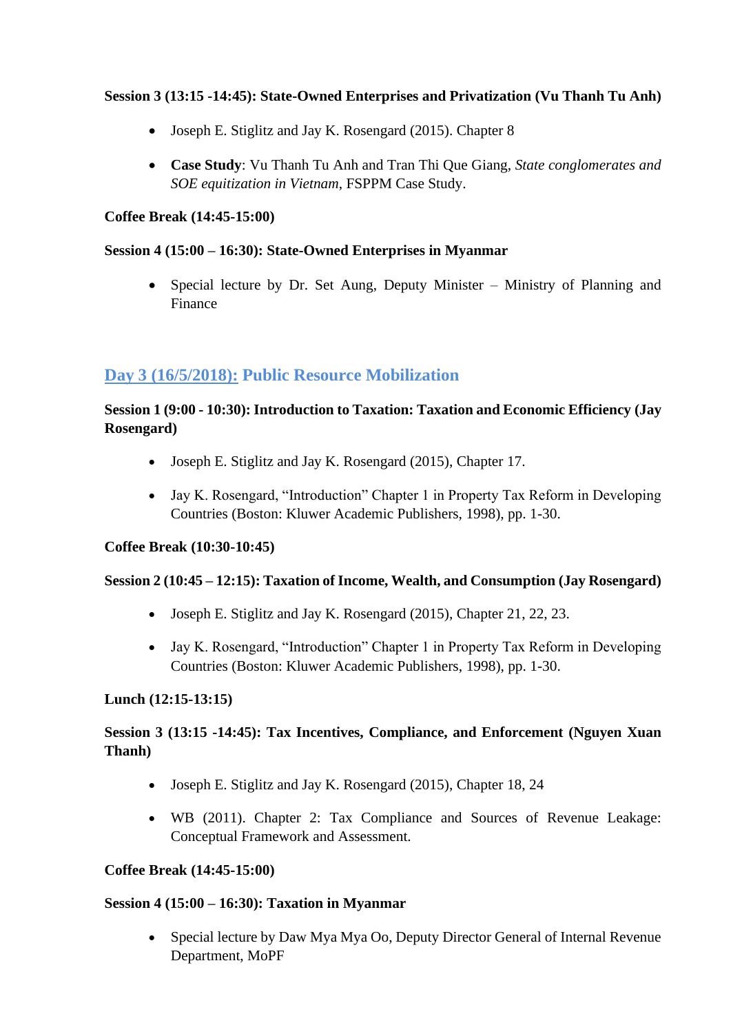**Session 3 (13:15 -14:45): State-Owned Enterprises and Privatization (Vu Thanh Tu Anh)**

- Joseph E. Stiglitz and Jay K. Rosengard (2015). Chapter 8
- **Case Study**: Vu Thanh Tu Anh and Tran Thi Que Giang, *State conglomerates and SOE equitization in Vietnam*, FSPPM Case Study.

**Coffee Break (14:45-15:00)**

**Session 4 (15:00 – 16:30): State-Owned Enterprises in Myanmar**

- Special lecture by Dr. Set Aung, Deputy Minister – Ministry of Planning and Finance

## Day 3 (16/5/2018): Public Resource Mobilization

**Session 1 (9:00 - 10:30): Introduction to Taxation: Taxation and Economic Efficiency (Jay Rosengard)**

- Joseph E. Stiglitz and Jay K. Rosengard (2015), Chapter 17.
- Jay K. Rosengard, "Introduction" Chapter 1 in Property Tax Reform in Developing Countries (Boston: Kluwer Academic Publishers, 1998), pp. 1-30.

**Coffee Break (10:30-10:45)**

**Session 2 (10:45 – 12:15): Taxation of Income, Wealth, and Consumption (Jay Rosengard)**

- Joseph E. Stiglitz and Jay K. Rosengard (2015), Chapter 21, 22, 23.
- Jay K. Rosengard, "Introduction" Chapter 1 in Property Tax Reform in Developing Countries (Boston: Kluwer Academic Publishers, 1998), pp. 1-30.

**Lunch (12:15-13:15)**

**Session 3 (13:15 -14:45): Tax Incentives, Compliance, and Enforcement (Nguyen Xuan Thanh)**

- Joseph E. Stiglitz and Jay K. Rosengard (2015), Chapter 18, 24
- WB (2011). Chapter 2: Tax Compliance and Sources of Revenue Leakage: Conceptual Framework and Assessment.

**Coffee Break (14:45-15:00)**

**Session 4 (15:00 – 16:30): Taxation in Myanmar**

- Special lecture by Daw Mya Mya Oo, Deputy Director General of Internal Revenue Department, MoPF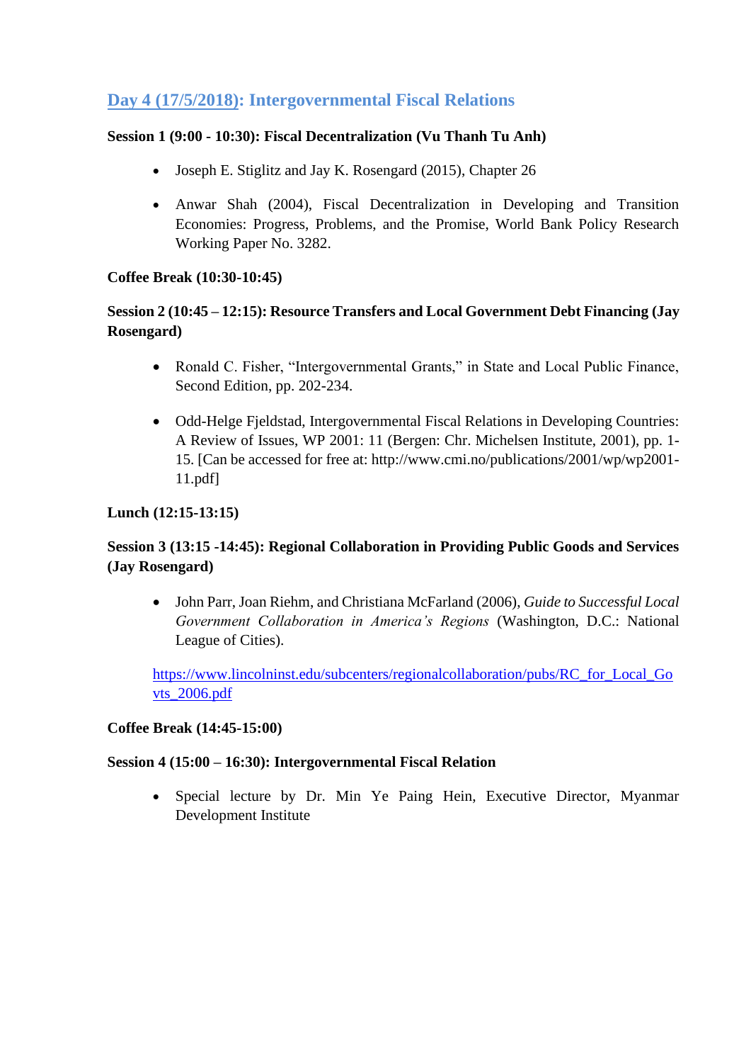## Day 4 (17/5/2018): Intergovernmental Fiscal Relations

**Session 1 (9:00 - 10:30): Fiscal Decentralization (Vu Thanh Tu Anh)**

- Joseph E. Stiglitz and Jay K. Rosengard (2015), Chapter 26
- Anwar Shah (2004), Fiscal Decentralization in Developing and Transition Economies: Progress, Problems, and the Promise, World Bank Policy Research Working Paper No. 3282.

**Coffee Break (10:30-10:45)**

**Session 2 (10:45 – 12:15): Resource Transfers and Local Government Debt Financing (Jay Rosengard)**

- Ronald C. Fisher, "Intergovernmental Grants," in State and Local Public Finance, Second Edition, pp. 202-234.
- Odd-Helge Fjeldstad, Intergovernmental Fiscal Relations in Developing Countries: A Review of Issues, WP 2001: 11 (Bergen: Chr. Michelsen Institute, 2001), pp. 1-15. [Can be accessed for free at: http://www.cmi.no/publications/2001/wp/wp2001-11.pdf]

**Lunch (12:15-13:15)**

**Session 3 (13:15 -14:45): Regional Collaboration in Providing Public Goods and Services (Jay Rosengard)**

- John Parr, Joan Riehm, and Christiana McFarland (2006), *Guide to Successful Local Government Collaboration in America's Regions* (Washington, D.C.: National League of Cities).

https://www.lincolninst.edu/subcenters/regionalcollaboration/pubs/RC_for_Local_Govts_2006.pdf

**Coffee Break (14:45-15:00)**

**Session 4 (15:00 – 16:30): Intergovernmental Fiscal Relation**

- Special lecture by Dr. Min Ye Paing Hein, Executive Director, Myanmar Development Institute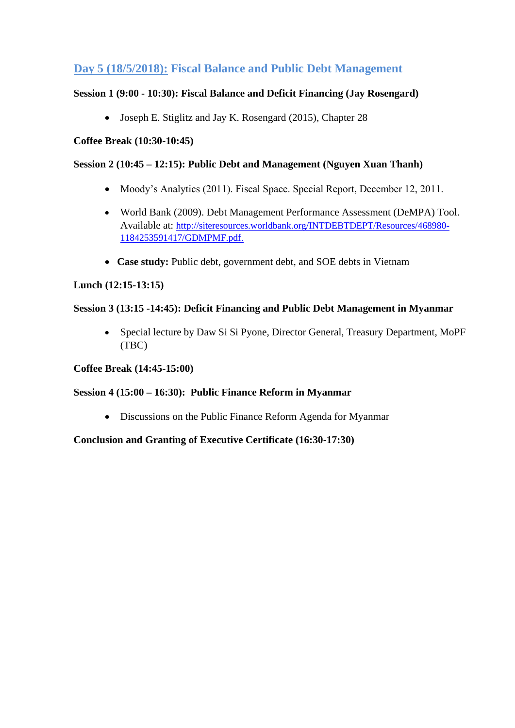## Day 5 (18/5/2018): Fiscal Balance and Public Debt Management

**Session 1 (9:00 - 10:30): Fiscal Balance and Deficit Financing (Jay Rosengard)**

- Joseph E. Stiglitz and Jay K. Rosengard (2015), Chapter 28

**Coffee Break (10:30-10:45)**

**Session 2 (10:45 – 12:15): Public Debt and Management (Nguyen Xuan Thanh)**

- Moody's Analytics (2011). Fiscal Space. Special Report, December 12, 2011.
- World Bank (2009). Debt Management Performance Assessment (DeMPA) Tool. Available at: http://siteresources.worldbank.org/INTDEBTDEPT/Resources/468980-1184253591417/GDMPMF.pdf.
- **Case study:** Public debt, government debt, and SOE debts in Vietnam

**Lunch (12:15-13:15)**

**Session 3 (13:15 -14:45): Deficit Financing and Public Debt Management in Myanmar**

- Special lecture by Daw Si Si Pyone, Director General, Treasury Department, MoPF (TBC)

**Coffee Break (14:45-15:00)**

**Session 4 (15:00 – 16:30): Public Finance Reform in Myanmar**

- Discussions on the Public Finance Reform Agenda for Myanmar

**Conclusion and Granting of Executive Certificate (16:30-17:30)**